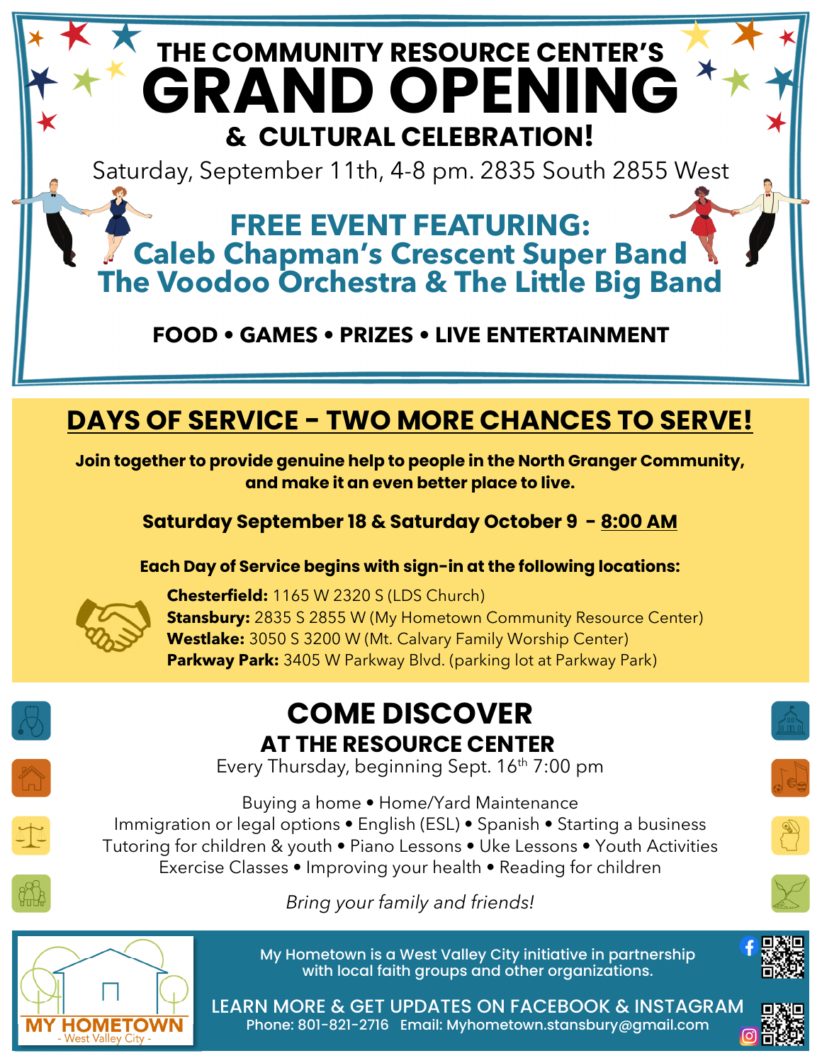# THE COMMUNITY RESOURCE CENTER'S GRAND OPENING & CULTURAL CELEBRATION!

Saturday, September 11th, 4-8 pm. 2835 South 2855 West

## FREE EVENT FEATURING:
## Caleb Chapman's Crescent Super Band
## The Voodoo Orchestra & The Little Big Band

**FOOD • GAMES • PRIZES • LIVE ENTERTAINMENT**

## DAYS OF SERVICE – TWO MORE CHANCES TO SERVE!

**Join together to provide genuine help to people in the North Granger Community, and make it an even better place to live.**

**Saturday September 18 & Saturday October 9 - 8:00 AM**

**Each Day of Service begins with sign-in at the following locations:**

**Chesterfield:** 1165 W 2320 S (LDS Church)
**Stansbury:** 2835 S 2855 W (My Hometown Community Resource Center)
**Westlake:** 3050 S 3200 W (Mt. Calvary Family Worship Center)
**Parkway Park:** 3405 W Parkway Blvd. (parking lot at Parkway Park)

## COME DISCOVER
### AT THE RESOURCE CENTER

Every Thursday, beginning Sept. 16th 7:00 pm

Buying a home • Home/Yard Maintenance
Immigration or legal options • English (ESL) • Spanish • Starting a business
Tutoring for children & youth • Piano Lessons • Uke Lessons • Youth Activities
Exercise Classes • Improving your health • Reading for children

*Bring your family and friends!*

MY HOMETOWN - West Valley City -

My Hometown is a West Valley City initiative in partnership with local faith groups and other organizations.

LEARN MORE & GET UPDATES ON FACEBOOK & INSTAGRAM
Phone: 801-821-2716 Email: Myhometown.stansbury@gmail.com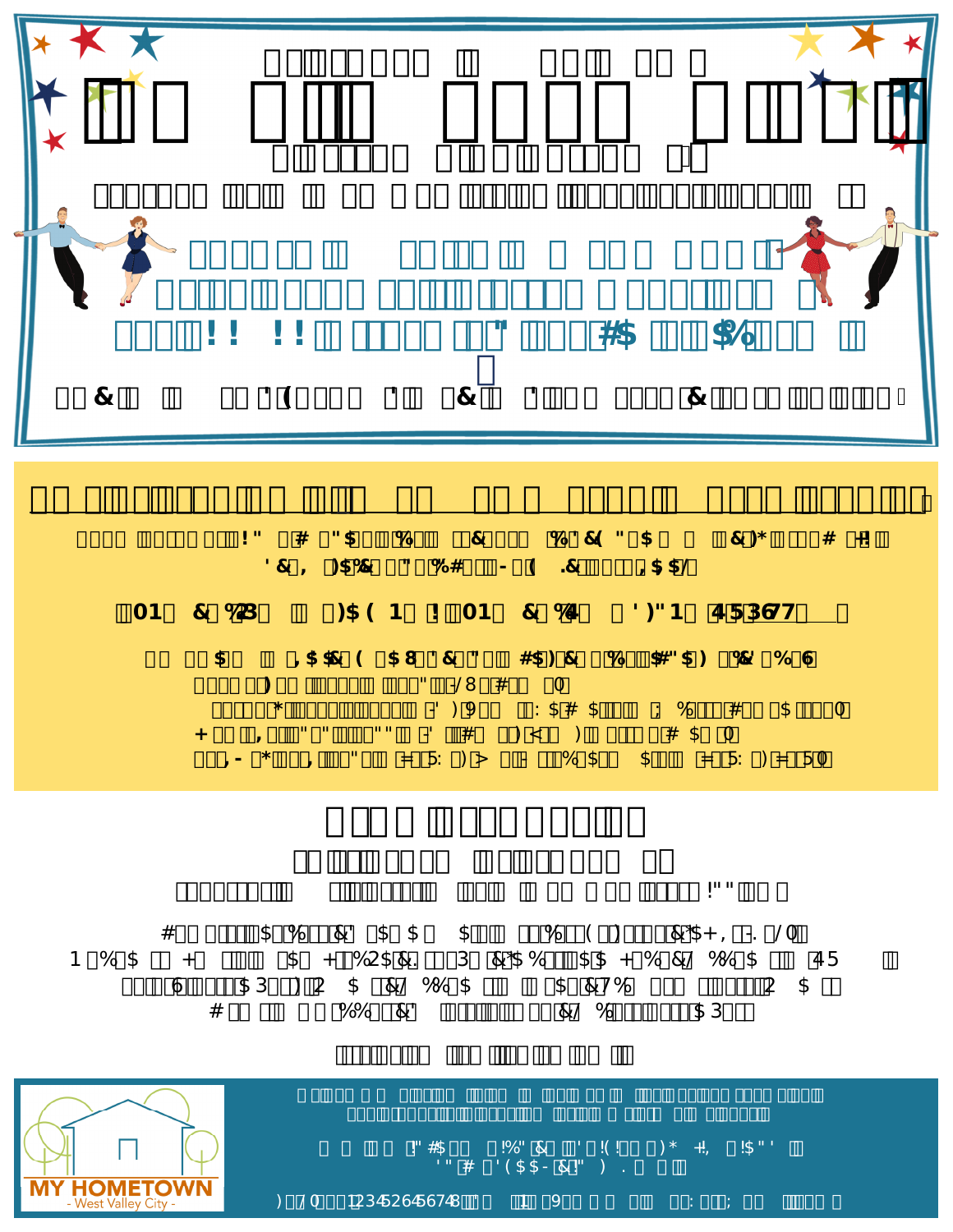MY HOMETOWN

- West Valley City -